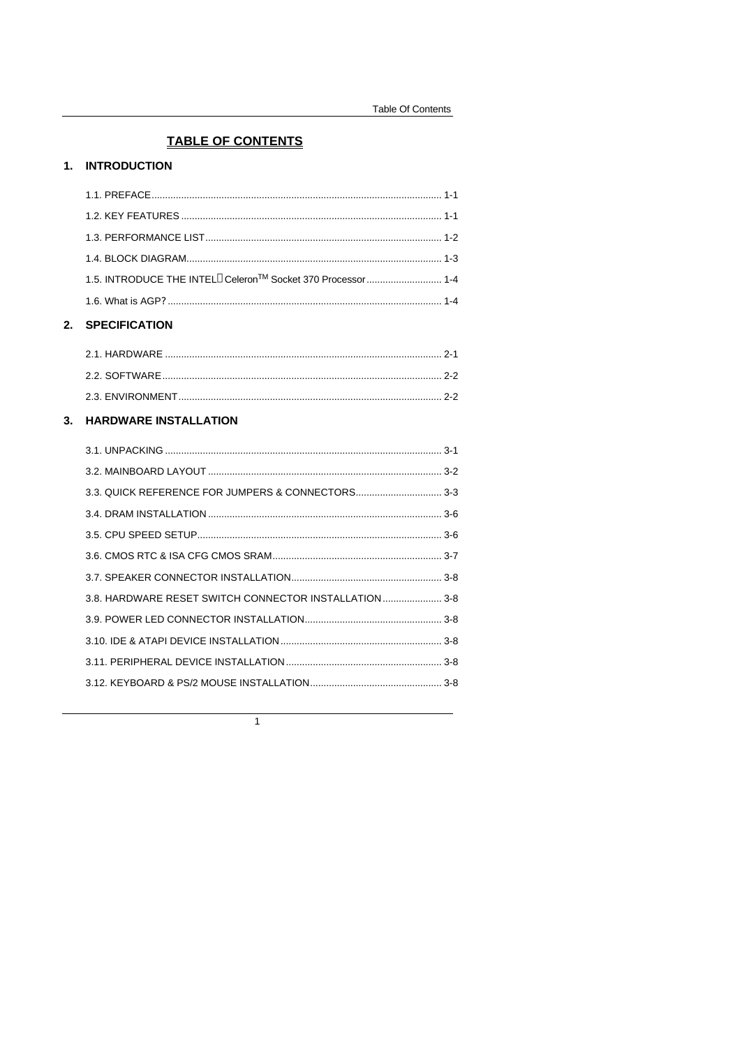# TABLE OF CONTENTS

## 1. INTRODUCTION

1.1. PREFACE........................................................................................................ 1-1

1.2. KEY FEATURES ............................................................................................. 1-1

1.3. PERFORMANCE LIST..................................................................................... 1-2

1.4. BLOCK DIAGRAM........................................................................................... 1-3

1.5. INTRODUCE THE INTEL® Celeron$^{TM}$ Socket 370 Processor ........................... 1-4

1.6. What is AGP? .................................................................................................. 1-4

## 2. SPECIFICATION

2.1. HARDWARE .................................................................................................... 2-1

2.2. SOFTWARE...................................................................................................... 2-2

2.3. ENVIRONMENT................................................................................................ 2-2

## 3. HARDWARE INSTALLATION

3.1. UNPACKING ..................................................................................................... 3-1

3.2. MAINBOARD LAYOUT ..................................................................................... 3-2

3.3. QUICK REFERENCE FOR JUMPERS & CONNECTORS................................ 3-3

3.4. DRAM INSTALLATION ..................................................................................... 3-6

3.5. CPU SPEED SETUP......................................................................................... 3-6

3.6. CMOS RTC & ISA CFG CMOS SRAM.............................................................. 3-7

3.7. SPEAKER CONNECTOR INSTALLATION....................................................... 3-8

3.8. HARDWARE RESET SWITCH CONNECTOR INSTALLATION...................... 3-8

3.9. POWER LED CONNECTOR INSTALLATION.................................................. 3-8

3.10. IDE & ATAPI DEVICE INSTALLATION........................................................... 3-8

3.11. PERIPHERAL DEVICE INSTALLATION......................................................... 3-8

3.12. KEYBOARD & PS/2 MOUSE INSTALLATION................................................ 3-8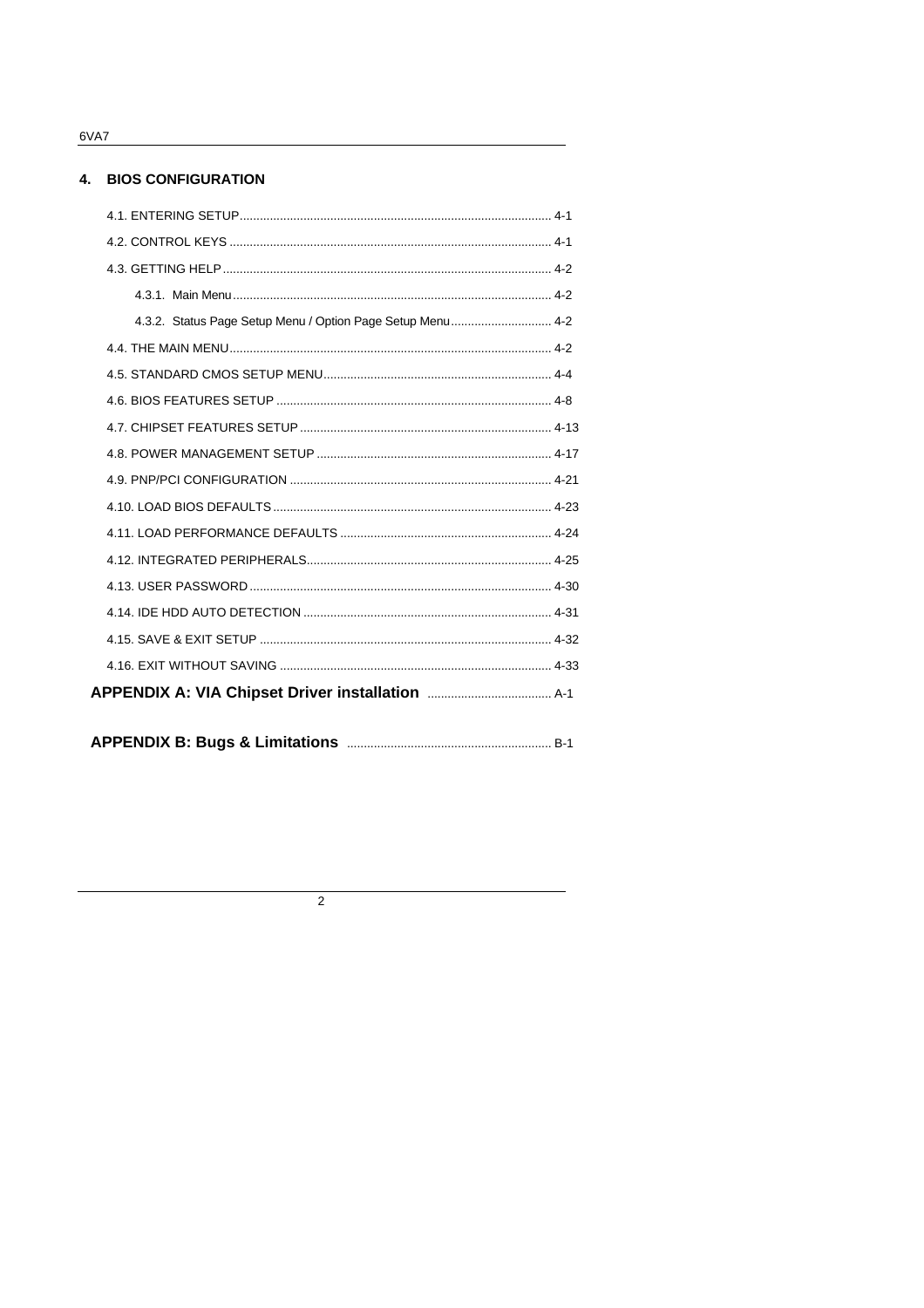## 4. BIOS CONFIGURATION

4.1. ENTERING SETUP ........ 4-1

4.2. CONTROL KEYS ........ 4-1

4.3. GETTING HELP ........ 4-2

- 4.3.1. Main Menu ........ 4-2
- 4.3.2. Status Page Setup Menu / Option Page Setup Menu ........ 4-2

4.4. THE MAIN MENU ........ 4-2

4.5. STANDARD CMOS SETUP MENU ........ 4-4

4.6. BIOS FEATURES SETUP ........ 4-8

4.7. CHIPSET FEATURES SETUP ........ 4-13

4.8. POWER MANAGEMENT SETUP ........ 4-17

4.9. PNP/PCI CONFIGURATION ........ 4-21

4.10. LOAD BIOS DEFAULTS ........ 4-23

4.11. LOAD PERFORMANCE DEFAULTS ........ 4-24

4.12. INTEGRATED PERIPHERALS ........ 4-25

4.13. USER PASSWORD ........ 4-30

4.14. IDE HDD AUTO DETECTION ........ 4-31

4.15. SAVE & EXIT SETUP ........ 4-32

4.16. EXIT WITHOUT SAVING ........ 4-33

**APPENDIX A: VIA Chipset Driver installation** ........ A-1

**APPENDIX B: Bugs & Limitations** ........ B-1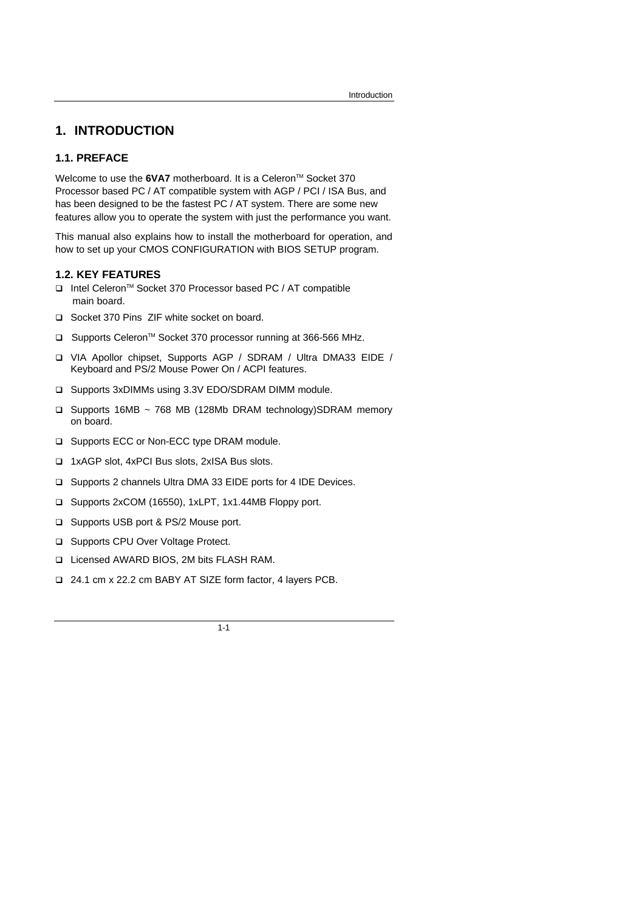# 1. INTRODUCTION

## 1.1. PREFACE

Welcome to use the **6VA7** motherboard. It is a Celeron™ Socket 370 Processor based PC / AT compatible system with AGP / PCI / ISA Bus, and has been designed to be the fastest PC / AT system. There are some new features allow you to operate the system with just the performance you want.

This manual also explains how to install the motherboard for operation, and how to set up your CMOS CONFIGURATION with BIOS SETUP program.

## 1.2. KEY FEATURES

- Intel Celeron™ Socket 370 Processor based PC / AT compatible main board.
- Socket 370 Pins ZIF white socket on board.
- Supports Celeron™ Socket 370 processor running at 366-566 MHz.
- VIA Apollor chipset, Supports AGP / SDRAM / Ultra DMA33 EIDE / Keyboard and PS/2 Mouse Power On / ACPI features.
- Supports 3xDIMMs using 3.3V EDO/SDRAM DIMM module.
- Supports 16MB ~ 768 MB (128Mb DRAM technology)SDRAM memory on board.
- Supports ECC or Non-ECC type DRAM module.
- 1xAGP slot, 4xPCI Bus slots, 2xISA Bus slots.
- Supports 2 channels Ultra DMA 33 EIDE ports for 4 IDE Devices.
- Supports 2xCOM (16550), 1xLPT, 1x1.44MB Floppy port.
- Supports USB port & PS/2 Mouse port.
- Supports CPU Over Voltage Protect.
- Licensed AWARD BIOS, 2M bits FLASH RAM.
- 24.1 cm x 22.2 cm BABY AT SIZE form factor, 4 layers PCB.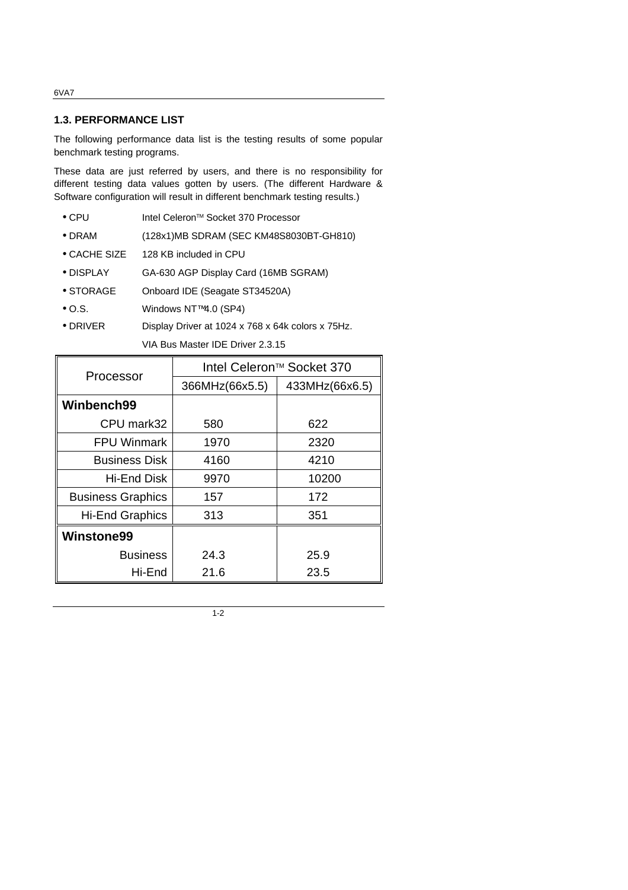### 1.3. PERFORMANCE LIST

The following performance data list is the testing results of some popular benchmark testing programs.

These data are just referred by users, and there is no responsibility for different testing data values gotten by users. (The different Hardware & Software configuration will result in different benchmark testing results.)

- CPU        Intel Celeron™ Socket 370 Processor
- DRAM        (128x1)MB SDRAM (SEC KM48S8030BT-GH810)
- CACHE SIZE    128 KB included in CPU
- DISPLAY      GA-630 AGP Display Card (16MB SGRAM)
- STORAGE      Onboard IDE (Seagate ST34520A)
- O.S.        Windows NT™ 4.0 (SP4)
- DRIVER       Display Driver at 1024 x 768 x 64k colors x 75Hz.
  
  VIA Bus Master IDE Driver 2.3.15

| Processor | Intel Celeron™ Socket 370 | |
|---|---|---|
| | 366MHz(66x5.5) | 433MHz(66x6.5) |
| **Winbench99** | | |
| CPU mark32 | 580 | 622 |
| FPU Winmark | 1970 | 2320 |
| Business Disk | 4160 | 4210 |
| Hi-End Disk | 9970 | 10200 |
| Business Graphics | 157 | 172 |
| Hi-End Graphics | 313 | 351 |
| **Winstone99** | | |
| Business | 24.3 | 25.9 |
| Hi-End | 21.6 | 23.5 |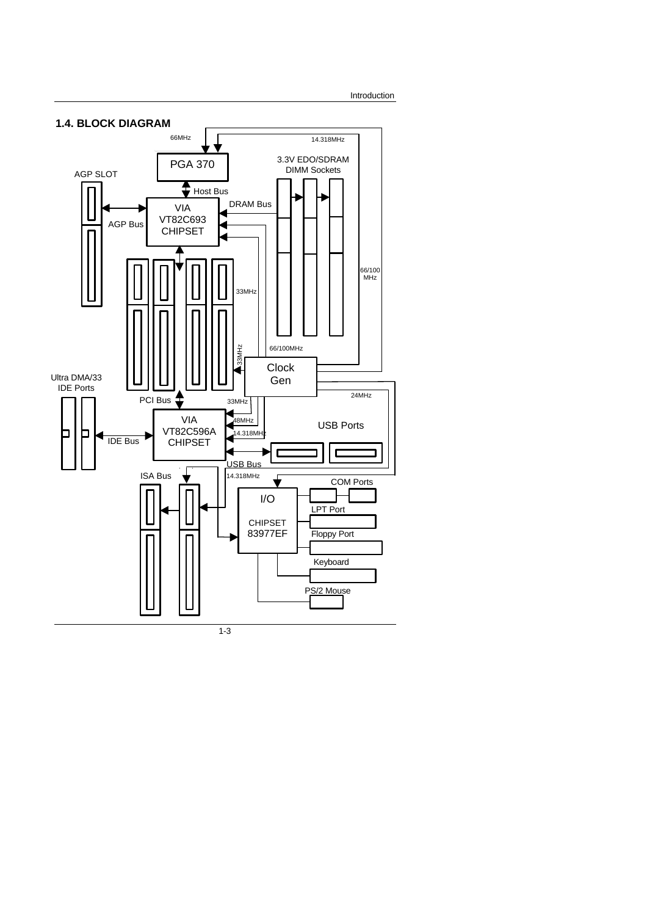## 1.4. BLOCK DIAGRAM

66MHz

14.318MHz

PGA 370

3.3V EDO/SDRAM DIMM Sockets

AGP SLOT

Host Bus

VIA VT82C693 CHIPSET

DRAM Bus

AGP Bus

66/100 MHz

33MHz

33MHz

66/100MHz

Clock Gen

Ultra DMA/33 IDE Ports

24MHz

PCI Bus

33MHz

VIA VT82C596A CHIPSET

48MHz

USB Ports

14.318MHz

IDE Bus

USB Bus

ISA Bus

14.318MHz

COM Ports

I/O CHIPSET 83977EF

LPT Port

Floppy Port

Keyboard

PS/2 Mouse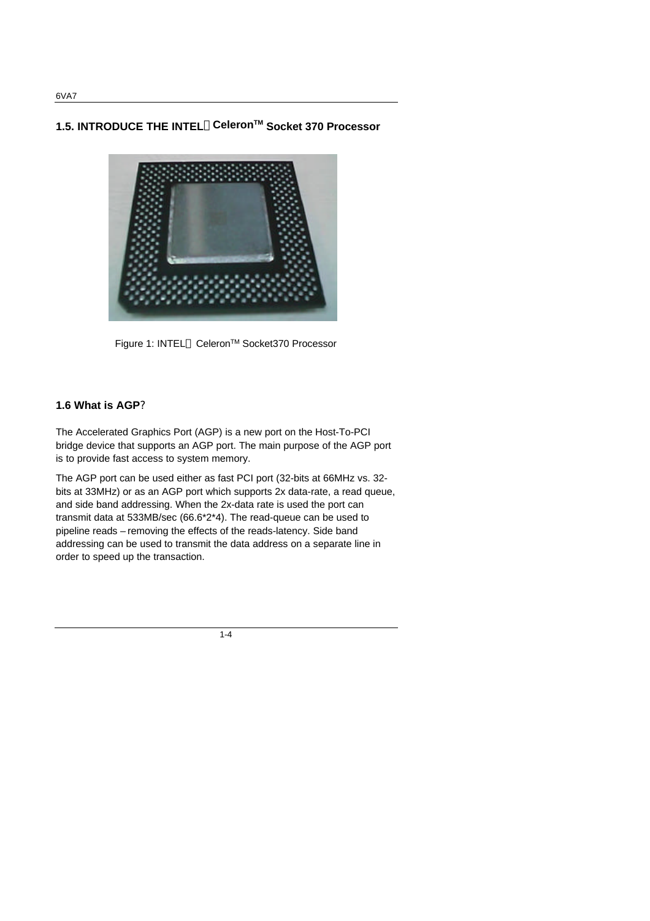## 1.5. INTRODUCE THE INTEL® Celeron™ Socket 370 Processor

Figure 1: INTEL® Celeron™ Socket370 Processor

## 1.6 What is AGP?

The Accelerated Graphics Port (AGP) is a new port on the Host-To-PCI bridge device that supports an AGP port. The main purpose of the AGP port is to provide fast access to system memory.

The AGP port can be used either as fast PCI port (32-bits at 66MHz vs. 32-bits at 33MHz) or as an AGP port which supports 2x data-rate, a read queue, and side band addressing. When the 2x-data rate is used the port can transmit data at 533MB/sec (66.6*2*4). The read-queue can be used to pipeline reads – removing the effects of the reads-latency. Side band addressing can be used to transmit the data address on a separate line in order to speed up the transaction.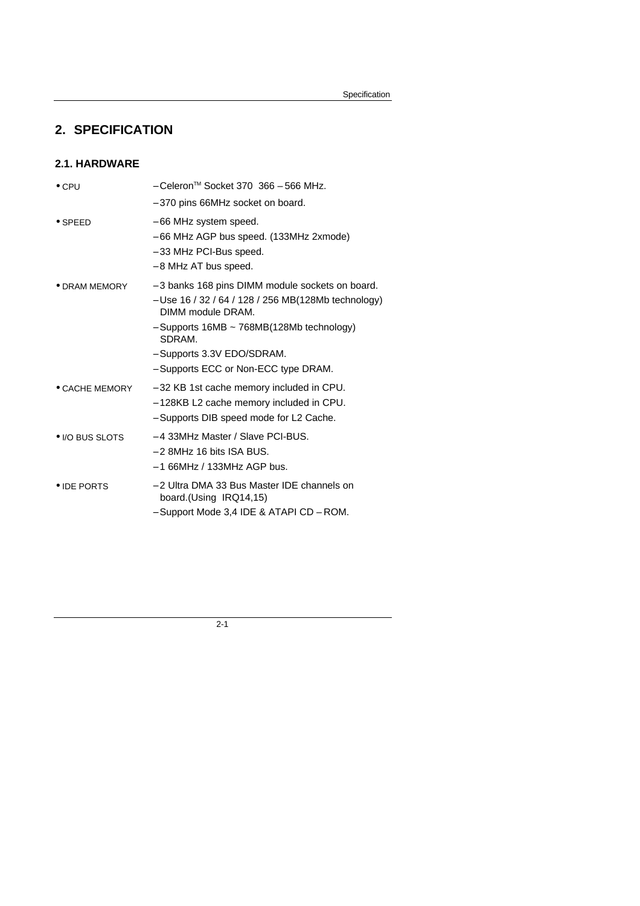# 2. SPECIFICATION

## 2.1. HARDWARE

- **CPU**
  - – Celeron™ Socket 370 366 – 566 MHz.
  - – 370 pins 66MHz socket on board.
- **SPEED**
  - – 66 MHz system speed.
  - – 66 MHz AGP bus speed. (133MHz 2xmode)
  - – 33 MHz PCI-Bus speed.
  - – 8 MHz AT bus speed.
- **DRAM MEMORY**
  - – 3 banks 168 pins DIMM module sockets on board.
  - – Use 16 / 32 / 64 / 128 / 256 MB(128Mb technology) DIMM module DRAM.
  - – Supports 16MB ~ 768MB(128Mb technology) SDRAM.
  - – Supports 3.3V EDO/SDRAM.
  - – Supports ECC or Non-ECC type DRAM.
- **CACHE MEMORY**
  - – 32 KB 1st cache memory included in CPU.
  - – 128KB L2 cache memory included in CPU.
  - – Supports DIB speed mode for L2 Cache.
- **I/O BUS SLOTS**
  - – 4 33MHz Master / Slave PCI-BUS.
  - – 2 8MHz 16 bits ISA BUS.
  - – 1 66MHz / 133MHz AGP bus.
- **IDE PORTS**
  - – 2 Ultra DMA 33 Bus Master IDE channels on board.(Using IRQ14,15)
  - – Support Mode 3,4 IDE & ATAPI CD – ROM.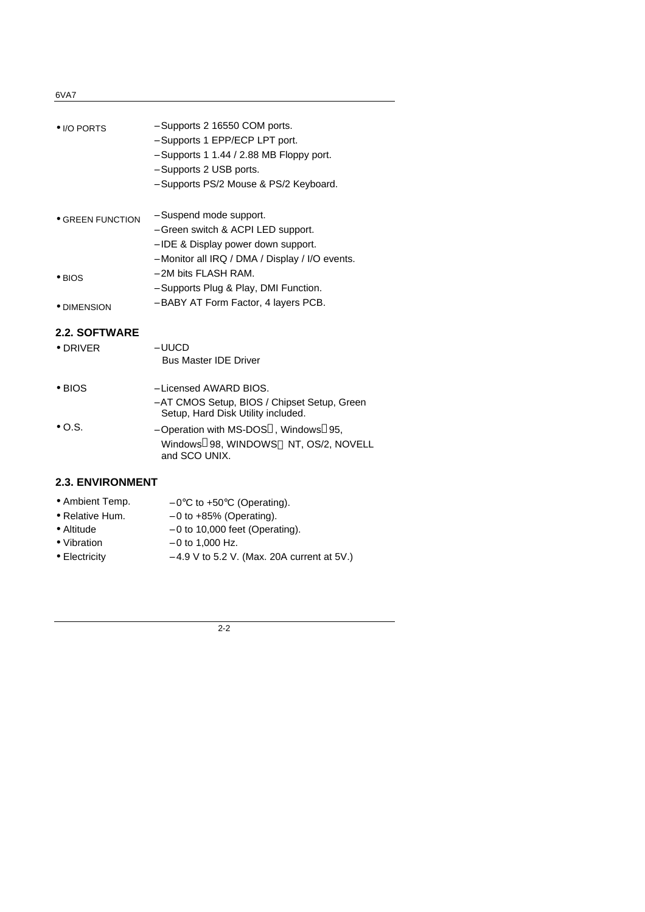- I/O PORTS
  - Supports 2 16550 COM ports.
  - Supports 1 EPP/ECP LPT port.
  - Supports 1 1.44 / 2.88 MB Floppy port.
  - Supports 2 USB ports.
  - Supports PS/2 Mouse & PS/2 Keyboard.

- GREEN FUNCTION
  - Suspend mode support.
  - Green switch & ACPI LED support.
  - IDE & Display power down support.
  - Monitor all IRQ / DMA / Display / I/O events.

- BIOS
  - 2M bits FLASH RAM.
  - Supports Plug & Play, DMI Function.

- DIMENSION
  - BABY AT Form Factor, 4 layers PCB.

## 2.2. SOFTWARE

- DRIVER
  - UUCD
    Bus Master IDE Driver

- BIOS
  - Licensed AWARD BIOS.
  - AT CMOS Setup, BIOS / Chipset Setup, Green Setup, Hard Disk Utility included.

- O.S.
  - Operation with MS-DOS®, Windows®95, Windows®98, WINDOWS® NT, OS/2, NOVELL and SCO UNIX.

## 2.3. ENVIRONMENT

- Ambient Temp. – 0°C to +50°C (Operating).
- Relative Hum. – 0 to +85% (Operating).
- Altitude – 0 to 10,000 feet (Operating).
- Vibration – 0 to 1,000 Hz.
- Electricity – 4.9 V to 5.2 V. (Max. 20A current at 5V.)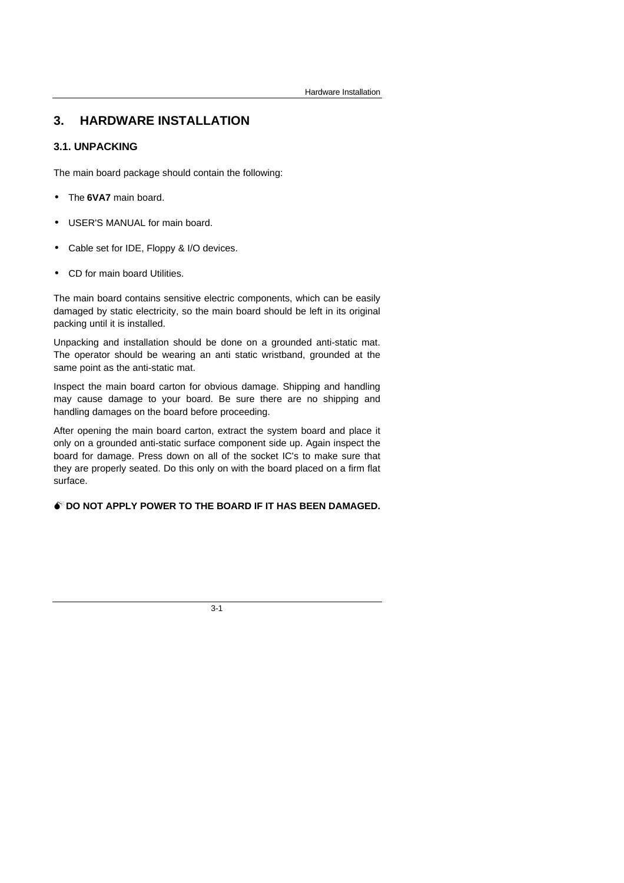# 3. HARDWARE INSTALLATION

## 3.1. UNPACKING

The main board package should contain the following:

- The **6VA7** main board.
- USER'S MANUAL for main board.
- Cable set for IDE, Floppy & I/O devices.
- CD for main board Utilities.

The main board contains sensitive electric components, which can be easily damaged by static electricity, so the main board should be left in its original packing until it is installed.

Unpacking and installation should be done on a grounded anti-static mat. The operator should be wearing an anti static wristband, grounded at the same point as the anti-static mat.

Inspect the main board carton for obvious damage. Shipping and handling may cause damage to your board. Be sure there are no shipping and handling damages on the board before proceeding.

After opening the main board carton, extract the system board and place it only on a grounded anti-static surface component side up. Again inspect the board for damage. Press down on all of the socket IC's to make sure that they are properly seated. Do this only on with the board placed on a firm flat surface.

**DO NOT APPLY POWER TO THE BOARD IF IT HAS BEEN DAMAGED.**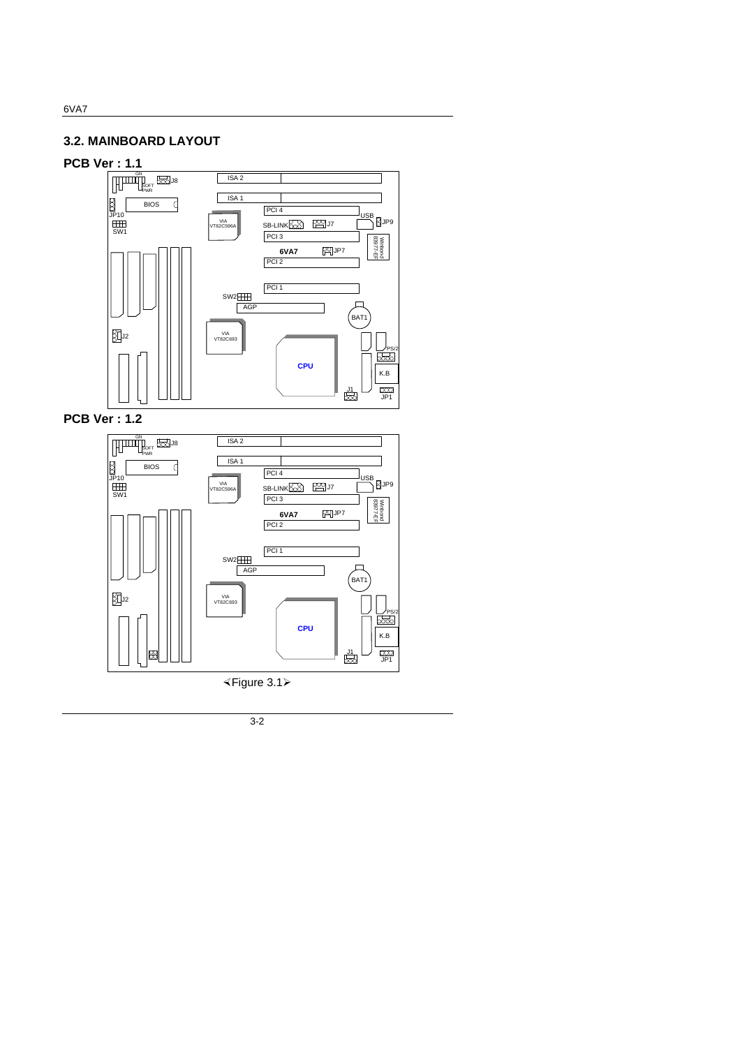## 3.2. MAINBOARD LAYOUT

**PCB Ver : 1.1**

GN
SOFT PWR
J8
ISA 2
ISA 1
BIOS
JP10
SW1
VIA VT82C596A
PCI 4
USB
JP9
SB-LINK
J7
PCI 3
Winbond 83977-EF
6VA7
JP7
PCI 2
PCI 1
SW2
AGP
BAT1
J2
VIA VT82C693
PS/2
CPU
K.B
J1
JP1

**PCB Ver : 1.2**

GN
SOFT PWR
J8
ISA 2
ISA 1
BIOS
JP10
SW1
VIA VT82C596A
PCI 4
USB
JP9
SB-LINK
J7
PCI 3
Winbond 83977-EF
6VA7
JP7
PCI 2
PCI 1
SW2
AGP
BAT1
J2
VIA VT82C693
PS/2
CPU
K.B
J1
JP1

⮘Figure 3.1⮚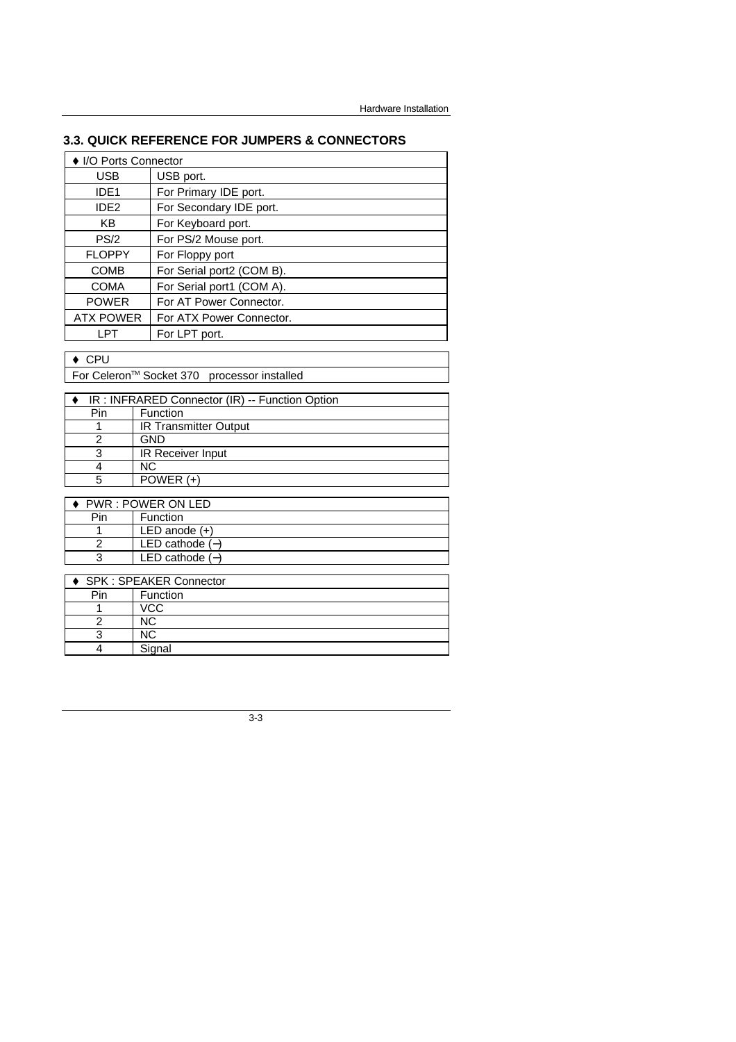### 3.3. QUICK REFERENCE FOR JUMPERS & CONNECTORS

| ♦ I/O Ports Connector | |
|---|---|
| USB | USB port. |
| IDE1 | For Primary IDE port. |
| IDE2 | For Secondary IDE port. |
| KB | For Keyboard port. |
| PS/2 | For PS/2 Mouse port. |
| FLOPPY | For Floppy port |
| COMB | For Serial port2 (COM B). |
| COMA | For Serial port1 (COM A). |
| POWER | For AT Power Connector. |
| ATX POWER | For ATX Power Connector. |
| LPT | For LPT port. |

| ♦ CPU |
|---|
| For Celeron™ Socket 370 processor installed |

| ♦ IR : INFRARED Connector (IR) -- Function Option | |
|---|---|
| Pin | Function |
| 1 | IR Transmitter Output |
| 2 | GND |
| 3 | IR Receiver Input |
| 4 | NC |
| 5 | POWER (+) |

| ♦ PWR : POWER ON LED | |
|---|---|
| Pin | Function |
| 1 | LED anode (+) |
| 2 | LED cathode (−) |
| 3 | LED cathode (−) |

| ♦ SPK : SPEAKER Connector | |
|---|---|
| Pin | Function |
| 1 | VCC |
| 2 | NC |
| 3 | NC |
| 4 | Signal |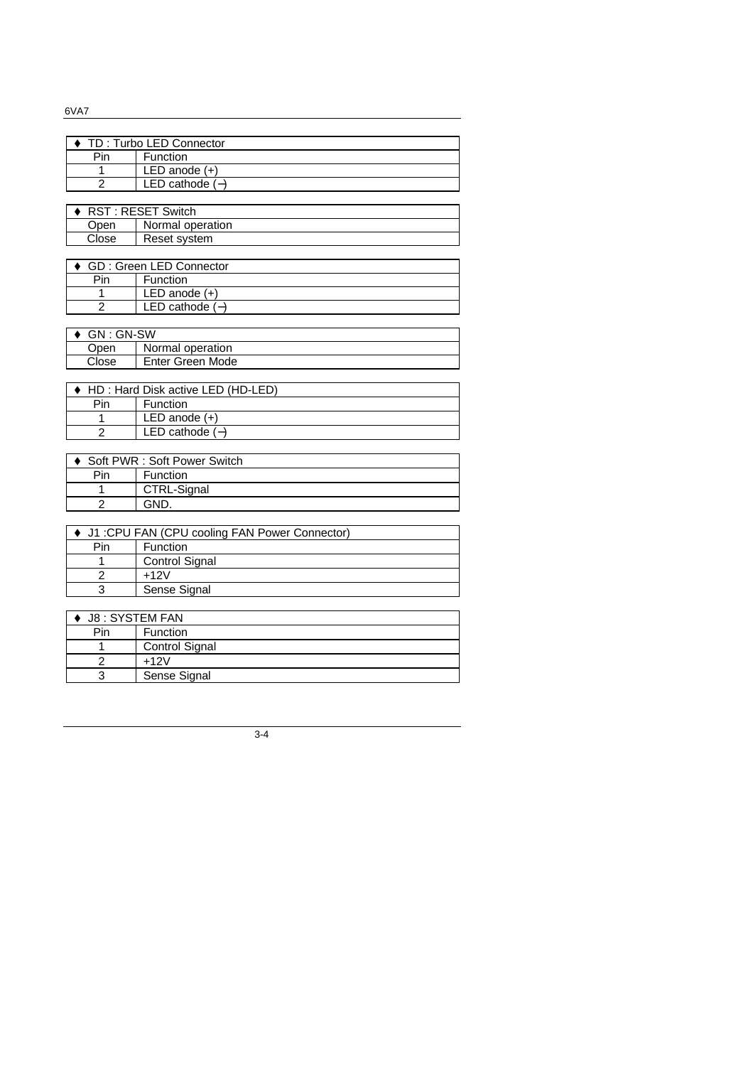| ♦ TD : Turbo LED Connector | |
|---|---|
| Pin | Function |
| 1 | LED anode (+) |
| 2 | LED cathode (−) |

| ♦ RST : RESET Switch | |
|---|---|
| Open | Normal operation |
| Close | Reset system |

| ♦ GD : Green LED Connector | |
|---|---|
| Pin | Function |
| 1 | LED anode (+) |
| 2 | LED cathode (−) |

| ♦ GN : GN-SW | |
|---|---|
| Open | Normal operation |
| Close | Enter Green Mode |

| ♦ HD : Hard Disk active LED (HD-LED) | |
|---|---|
| Pin | Function |
| 1 | LED anode (+) |
| 2 | LED cathode (−) |

| ♦ Soft PWR : Soft Power Switch | |
|---|---|
| Pin | Function |
| 1 | CTRL-Signal |
| 2 | GND. |

| ♦ J1 :CPU FAN (CPU cooling FAN Power Connector) | |
|---|---|
| Pin | Function |
| 1 | Control Signal |
| 2 | +12V |
| 3 | Sense Signal |

| ♦ J8 : SYSTEM FAN | |
|---|---|
| Pin | Function |
| 1 | Control Signal |
| 2 | +12V |
| 3 | Sense Signal |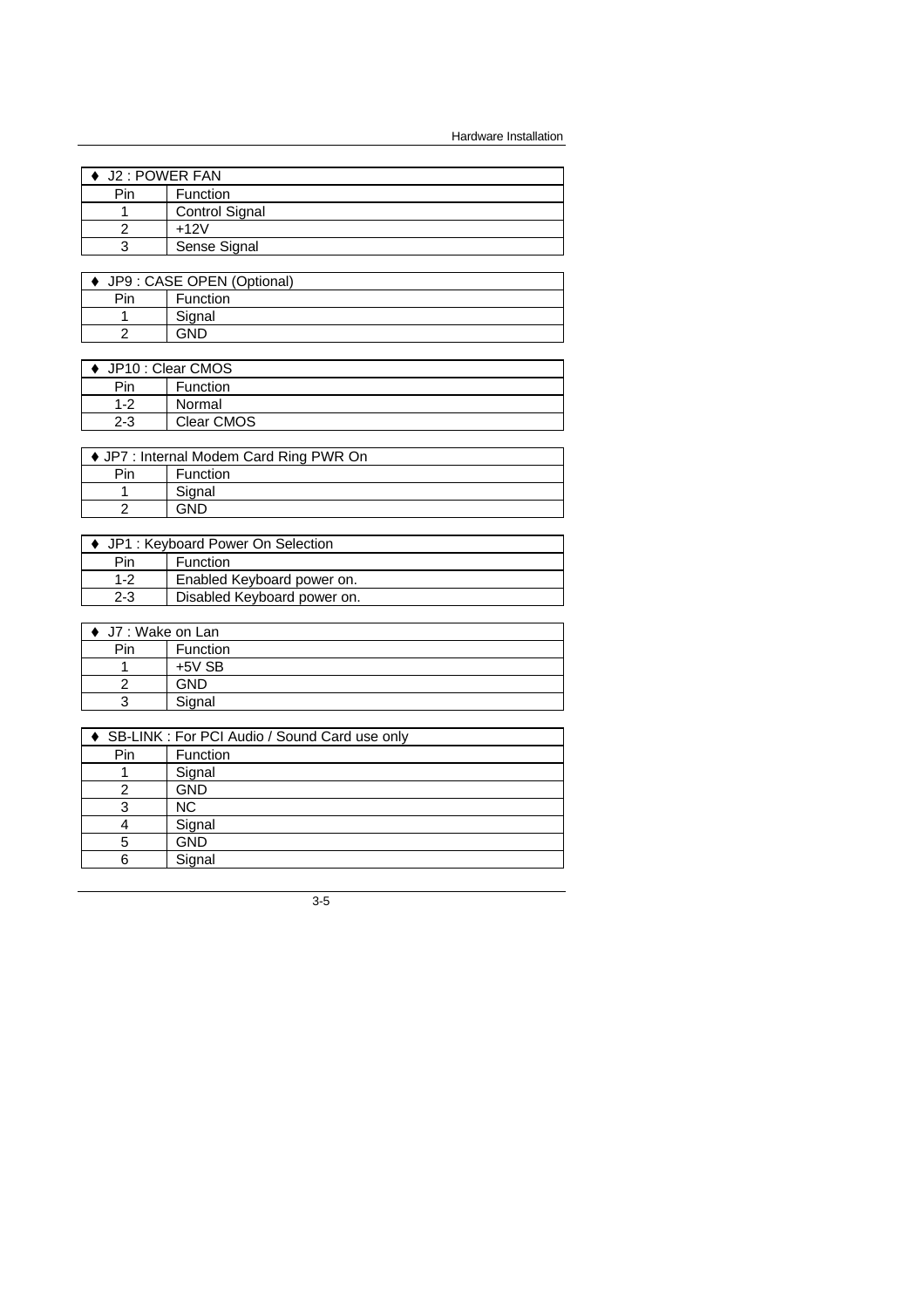| ♦ J2 : POWER FAN | |
|---|---|
| Pin | Function |
| 1 | Control Signal |
| 2 | +12V |
| 3 | Sense Signal |

| ♦ JP9 : CASE OPEN (Optional) | |
|---|---|
| Pin | Function |
| 1 | Signal |
| 2 | GND |

| ♦ JP10 : Clear CMOS | |
|---|---|
| Pin | Function |
| 1-2 | Normal |
| 2-3 | Clear CMOS |

| ♦ JP7 : Internal Modem Card Ring PWR On | |
|---|---|
| Pin | Function |
| 1 | Signal |
| 2 | GND |

| ♦ JP1 : Keyboard Power On Selection | |
|---|---|
| Pin | Function |
| 1-2 | Enabled Keyboard power on. |
| 2-3 | Disabled Keyboard power on. |

| ♦ J7 : Wake on Lan | |
|---|---|
| Pin | Function |
| 1 | +5V SB |
| 2 | GND |
| 3 | Signal |

| ♦ SB-LINK : For PCI Audio / Sound Card use only | |
|---|---|
| Pin | Function |
| 1 | Signal |
| 2 | GND |
| 3 | NC |
| 4 | Signal |
| 5 | GND |
| 6 | Signal |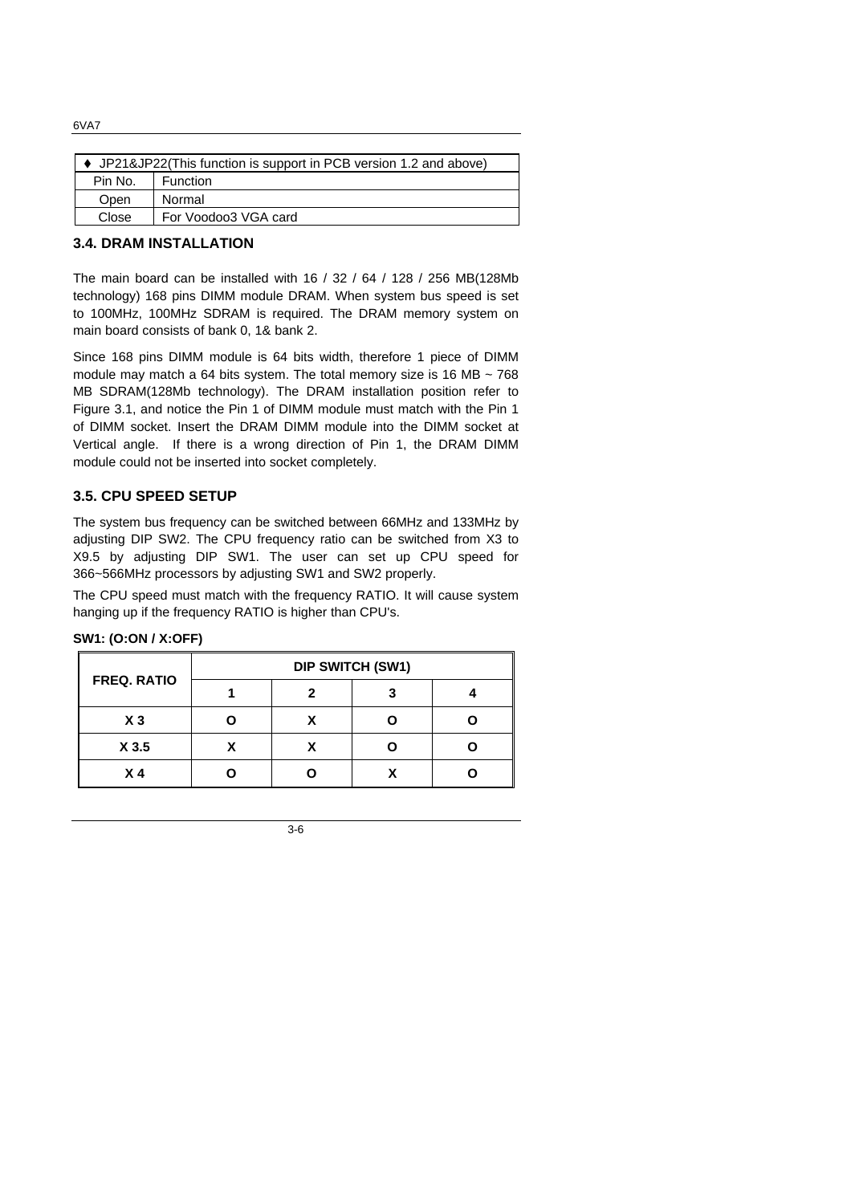| ♦ JP21&JP22(This function is support in PCB version 1.2 and above) | |
|---|---|
| Pin No. | Function |
| Open | Normal |
| Close | For Voodoo3 VGA card |

### 3.4. DRAM INSTALLATION

The main board can be installed with 16 / 32 / 64 / 128 / 256 MB(128Mb technology) 168 pins DIMM module DRAM. When system bus speed is set to 100MHz, 100MHz SDRAM is required. The DRAM memory system on main board consists of bank 0, 1& bank 2.

Since 168 pins DIMM module is 64 bits width, therefore 1 piece of DIMM module may match a 64 bits system. The total memory size is 16 MB ~ 768 MB SDRAM(128Mb technology). The DRAM installation position refer to Figure 3.1, and notice the Pin 1 of DIMM module must match with the Pin 1 of DIMM socket. Insert the DRAM DIMM module into the DIMM socket at Vertical angle. If there is a wrong direction of Pin 1, the DRAM DIMM module could not be inserted into socket completely.

### 3.5. CPU SPEED SETUP

The system bus frequency can be switched between 66MHz and 133MHz by adjusting DIP SW2. The CPU frequency ratio can be switched from X3 to X9.5 by adjusting DIP SW1. The user can set up CPU speed for 366~566MHz processors by adjusting SW1 and SW2 properly.

The CPU speed must match with the frequency RATIO. It will cause system hanging up if the frequency RATIO is higher than CPU's.

**SW1: (O:ON / X:OFF)**

| FREQ. RATIO | DIP SWITCH (SW1) | | | |
|---|---|---|---|---|
| | 1 | 2 | 3 | 4 |
| X 3 | O | X | O | O |
| X 3.5 | X | X | O | O |
| X 4 | O | O | X | O |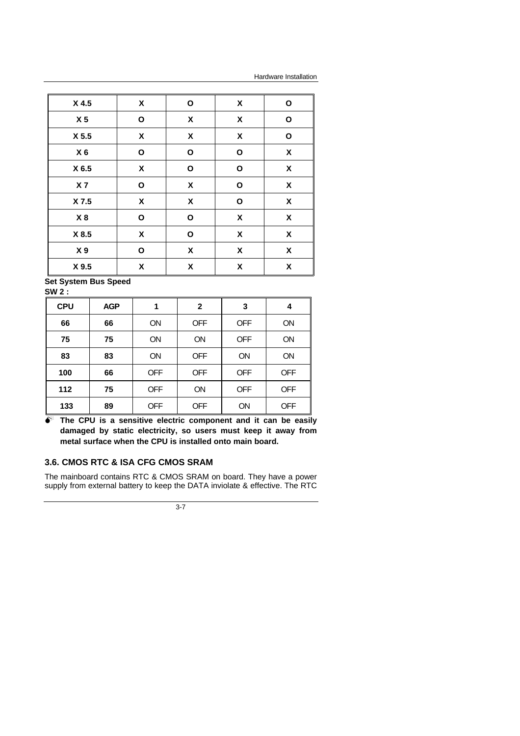| X 4.5 | X | O | X | O |
|---|---|---|---|---|
| X 5 | O | X | X | O |
| X 5.5 | X | X | X | O |
| X 6 | O | O | O | X |
| X 6.5 | X | O | O | X |
| X 7 | O | X | O | X |
| X 7.5 | X | X | O | X |
| X 8 | O | O | X | X |
| X 8.5 | X | O | X | X |
| X 9 | O | X | X | X |
| X 9.5 | X | X | X | X |

**Set System Bus Speed**

**SW 2 :**

| CPU | AGP | 1 | 2 | 3 | 4 |
|---|---|---|---|---|---|
| 66 | 66 | ON | OFF | OFF | ON |
| 75 | 75 | ON | ON | OFF | ON |
| 83 | 83 | ON | OFF | ON | ON |
| 100 | 66 | OFF | OFF | OFF | OFF |
| 112 | 75 | OFF | ON | OFF | OFF |
| 133 | 89 | OFF | OFF | ON | OFF |

- **The CPU is a sensitive electric component and it can be easily damaged by static electricity, so users must keep it away from metal surface when the CPU is installed onto main board.**

## 3.6. CMOS RTC & ISA CFG CMOS SRAM

The mainboard contains RTC & CMOS SRAM on board. They have a power supply from external battery to keep the DATA inviolate & effective. The RTC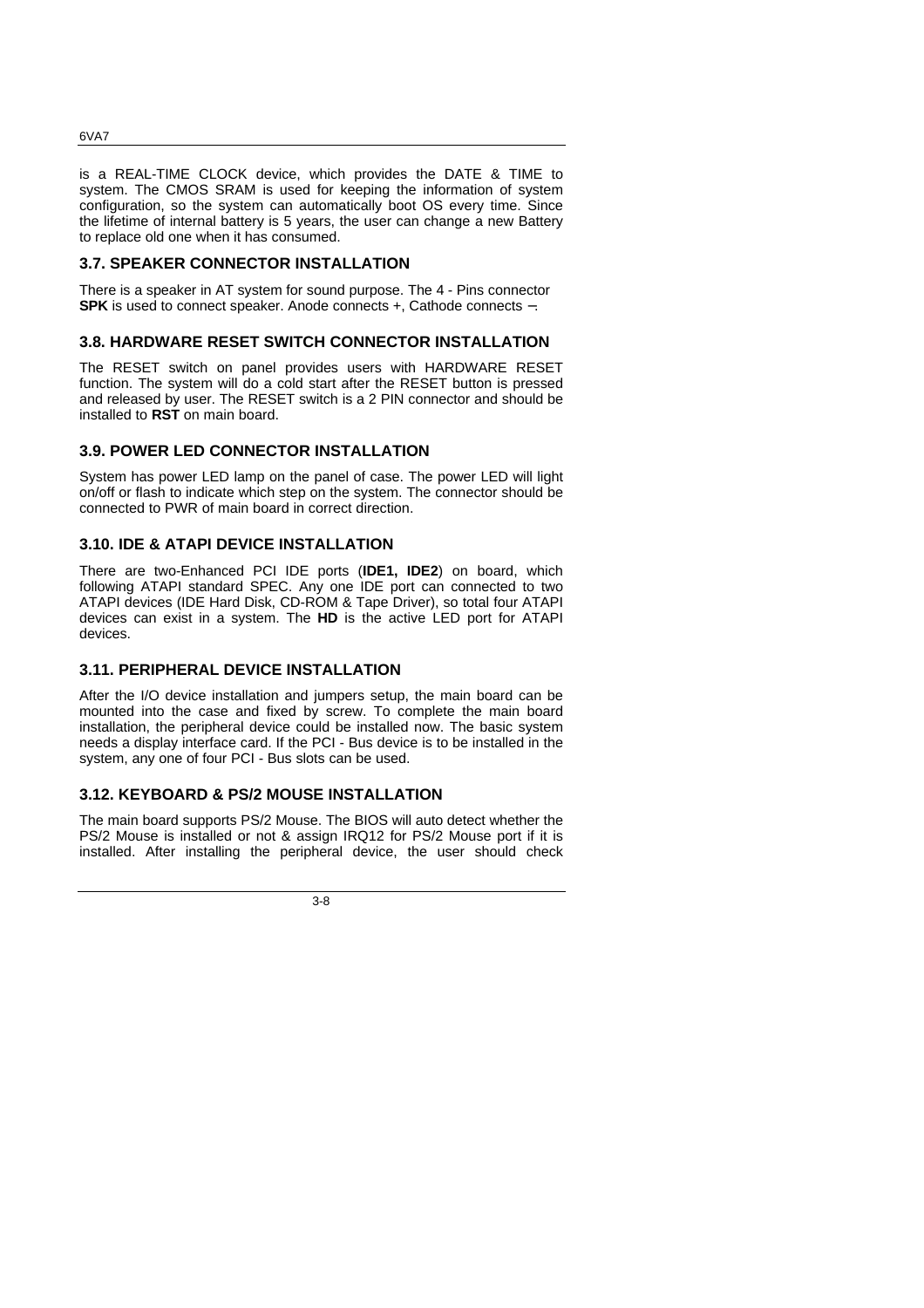is a REAL-TIME CLOCK device, which provides the DATE & TIME to system. The CMOS SRAM is used for keeping the information of system configuration, so the system can automatically boot OS every time. Since the lifetime of internal battery is 5 years, the user can change a new Battery to replace old one when it has consumed.

### 3.7. SPEAKER CONNECTOR INSTALLATION

There is a speaker in AT system for sound purpose. The 4 - Pins connector **SPK** is used to connect speaker. Anode connects +, Cathode connects –.

### 3.8. HARDWARE RESET SWITCH CONNECTOR INSTALLATION

The RESET switch on panel provides users with HARDWARE RESET function. The system will do a cold start after the RESET button is pressed and released by user. The RESET switch is a 2 PIN connector and should be installed to **RST** on main board.

### 3.9. POWER LED CONNECTOR INSTALLATION

System has power LED lamp on the panel of case. The power LED will light on/off or flash to indicate which step on the system. The connector should be connected to PWR of main board in correct direction.

### 3.10. IDE & ATAPI DEVICE INSTALLATION

There are two-Enhanced PCI IDE ports (**IDE1, IDE2**) on board, which following ATAPI standard SPEC. Any one IDE port can connected to two ATAPI devices (IDE Hard Disk, CD-ROM & Tape Driver), so total four ATAPI devices can exist in a system. The **HD** is the active LED port for ATAPI devices.

### 3.11. PERIPHERAL DEVICE INSTALLATION

After the I/O device installation and jumpers setup, the main board can be mounted into the case and fixed by screw. To complete the main board installation, the peripheral device could be installed now. The basic system needs a display interface card. If the PCI - Bus device is to be installed in the system, any one of four PCI - Bus slots can be used.

### 3.12. KEYBOARD & PS/2 MOUSE INSTALLATION

The main board supports PS/2 Mouse. The BIOS will auto detect whether the PS/2 Mouse is installed or not & assign IRQ12 for PS/2 Mouse port if it is installed. After installing the peripheral device, the user should check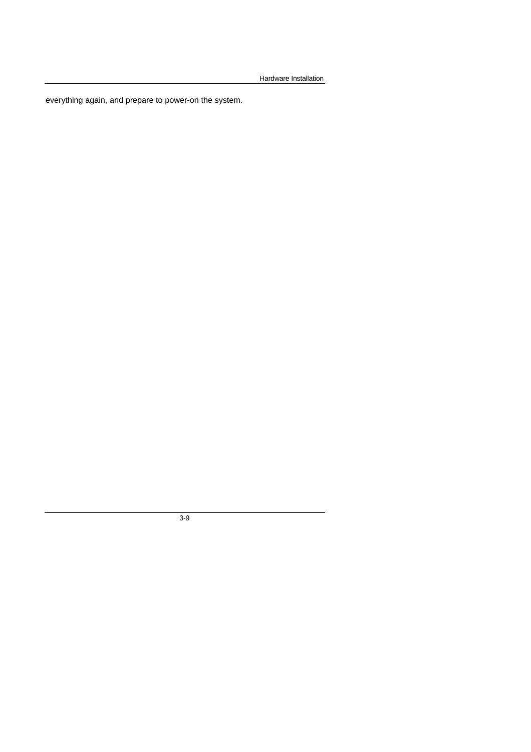everything again, and prepare to power-on the system.